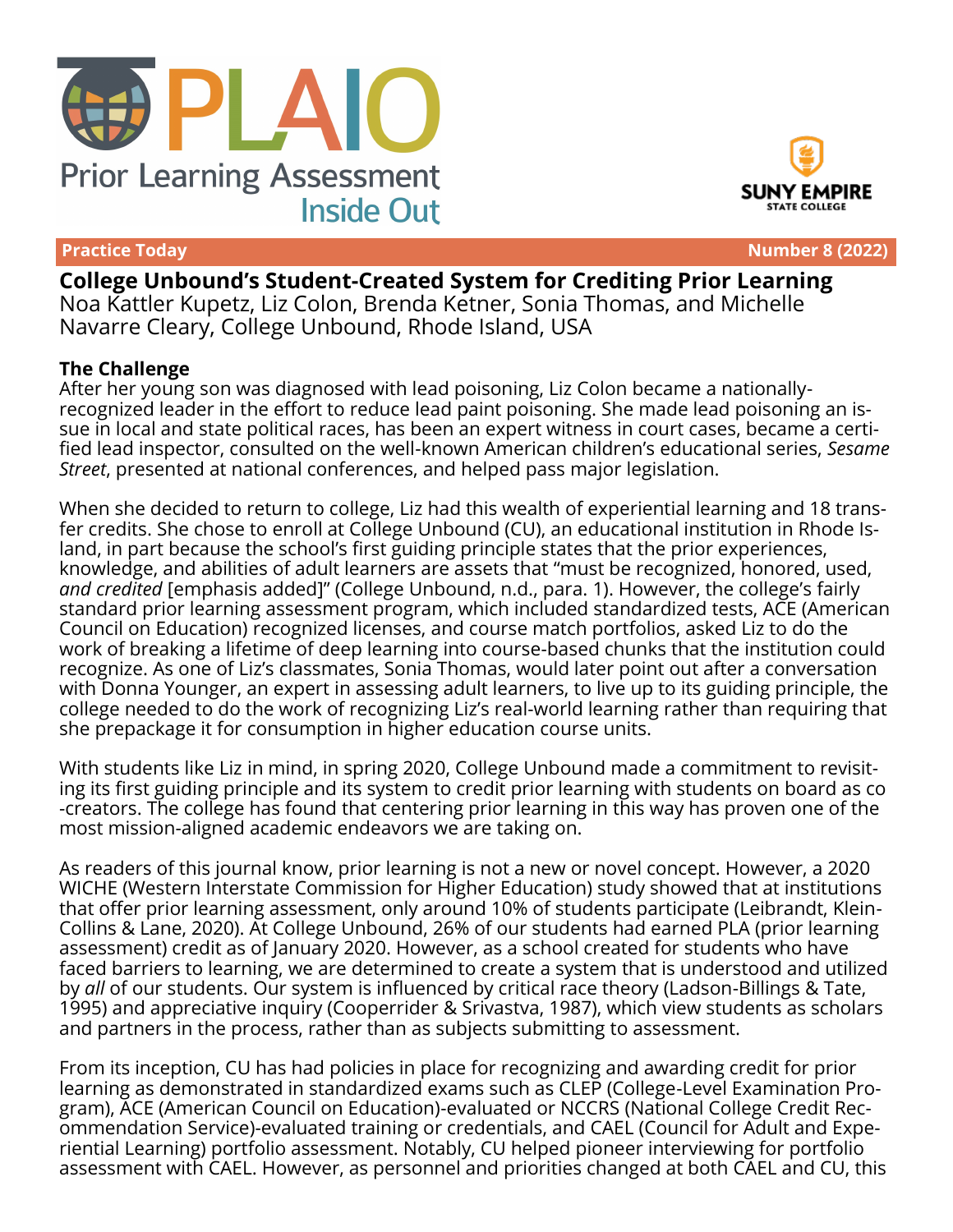PLAIO

Prior Learning Assessment Inside Out

SUNY EMPIRE STATE COLLEGE

Practice Today — Number 8 (2022)

# College Unbound's Student-Created System for Crediting Prior Learning

Noa Kattler Kupetz, Liz Colon, Brenda Ketner, Sonia Thomas, and Michelle Navarre Cleary, College Unbound, Rhode Island, USA

## The Challenge

After her young son was diagnosed with lead poisoning, Liz Colon became a nationally-recognized leader in the effort to reduce lead paint poisoning. She made lead poisoning an issue in local and state political races, has been an expert witness in court cases, became a certified lead inspector, consulted on the well-known American children's educational series, *Sesame Street*, presented at national conferences, and helped pass major legislation.

When she decided to return to college, Liz had this wealth of experiential learning and 18 transfer credits. She chose to enroll at College Unbound (CU), an educational institution in Rhode Island, in part because the school's first guiding principle states that the prior experiences, knowledge, and abilities of adult learners are assets that "must be recognized, honored, used, *and credited* [emphasis added]" (College Unbound, n.d., para. 1). However, the college's fairly standard prior learning assessment program, which included standardized tests, ACE (American Council on Education) recognized licenses, and course match portfolios, asked Liz to do the work of breaking a lifetime of deep learning into course-based chunks that the institution could recognize. As one of Liz's classmates, Sonia Thomas, would later point out after a conversation with Donna Younger, an expert in assessing adult learners, to live up to its guiding principle, the college needed to do the work of recognizing Liz's real-world learning rather than requiring that she prepackage it for consumption in higher education course units.

With students like Liz in mind, in spring 2020, College Unbound made a commitment to revisiting its first guiding principle and its system to credit prior learning with students on board as co-creators. The college has found that centering prior learning in this way has proven one of the most mission-aligned academic endeavors we are taking on.

As readers of this journal know, prior learning is not a new or novel concept. However, a 2020 WICHE (Western Interstate Commission for Higher Education) study showed that at institutions that offer prior learning assessment, only around 10% of students participate (Leibrandt, Klein-Collins & Lane, 2020). At College Unbound, 26% of our students had earned PLA (prior learning assessment) credit as of January 2020. However, as a school created for students who have faced barriers to learning, we are determined to create a system that is understood and utilized by *all* of our students. Our system is influenced by critical race theory (Ladson-Billings & Tate, 1995) and appreciative inquiry (Cooperrider & Srivastva, 1987), which view students as scholars and partners in the process, rather than as subjects submitting to assessment.

From its inception, CU has had policies in place for recognizing and awarding credit for prior learning as demonstrated in standardized exams such as CLEP (College-Level Examination Program), ACE (American Council on Education)-evaluated or NCCRS (National College Credit Recommendation Service)-evaluated training or credentials, and CAEL (Council for Adult and Experiential Learning) portfolio assessment. Notably, CU helped pioneer interviewing for portfolio assessment with CAEL. However, as personnel and priorities changed at both CAEL and CU, this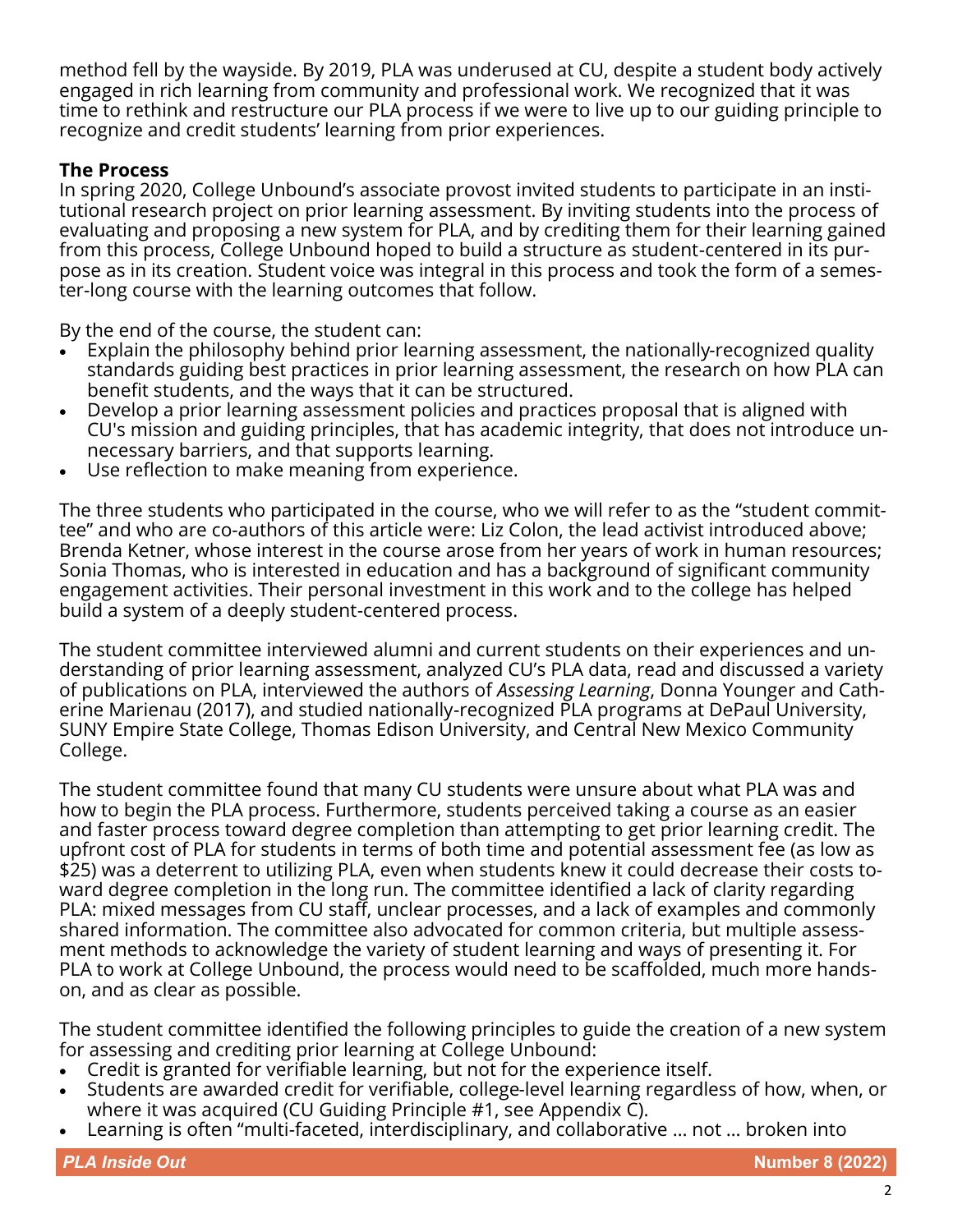method fell by the wayside. By 2019, PLA was underused at CU, despite a student body actively engaged in rich learning from community and professional work. We recognized that it was time to rethink and restructure our PLA process if we were to live up to our guiding principle to recognize and credit students' learning from prior experiences.

**The Process**

In spring 2020, College Unbound's associate provost invited students to participate in an institutional research project on prior learning assessment. By inviting students into the process of evaluating and proposing a new system for PLA, and by crediting them for their learning gained from this process, College Unbound hoped to build a structure as student-centered in its purpose as in its creation. Student voice was integral in this process and took the form of a semester-long course with the learning outcomes that follow.

By the end of the course, the student can:

- Explain the philosophy behind prior learning assessment, the nationally-recognized quality standards guiding best practices in prior learning assessment, the research on how PLA can benefit students, and the ways that it can be structured.
- Develop a prior learning assessment policies and practices proposal that is aligned with CU's mission and guiding principles, that has academic integrity, that does not introduce unnecessary barriers, and that supports learning.
- Use reflection to make meaning from experience.

The three students who participated in the course, who we will refer to as the "student committee" and who are co-authors of this article were: Liz Colon, the lead activist introduced above; Brenda Ketner, whose interest in the course arose from her years of work in human resources; Sonia Thomas, who is interested in education and has a background of significant community engagement activities. Their personal investment in this work and to the college has helped build a system of a deeply student-centered process.

The student committee interviewed alumni and current students on their experiences and understanding of prior learning assessment, analyzed CU's PLA data, read and discussed a variety of publications on PLA, interviewed the authors of *Assessing Learning*, Donna Younger and Catherine Marienau (2017), and studied nationally-recognized PLA programs at DePaul University, SUNY Empire State College, Thomas Edison University, and Central New Mexico Community College.

The student committee found that many CU students were unsure about what PLA was and how to begin the PLA process. Furthermore, students perceived taking a course as an easier and faster process toward degree completion than attempting to get prior learning credit. The upfront cost of PLA for students in terms of both time and potential assessment fee (as low as $25) was a deterrent to utilizing PLA, even when students knew it could decrease their costs toward degree completion in the long run. The committee identified a lack of clarity regarding PLA: mixed messages from CU staff, unclear processes, and a lack of examples and commonly shared information. The committee also advocated for common criteria, but multiple assessment methods to acknowledge the variety of student learning and ways of presenting it. For PLA to work at College Unbound, the process would need to be scaffolded, much more hands-on, and as clear as possible.

The student committee identified the following principles to guide the creation of a new system for assessing and crediting prior learning at College Unbound:

- Credit is granted for verifiable learning, but not for the experience itself.
- Students are awarded credit for verifiable, college-level learning regardless of how, when, or where it was acquired (CU Guiding Principle #1, see Appendix C).
- Learning is often "multi-faceted, interdisciplinary, and collaborative … not … broken into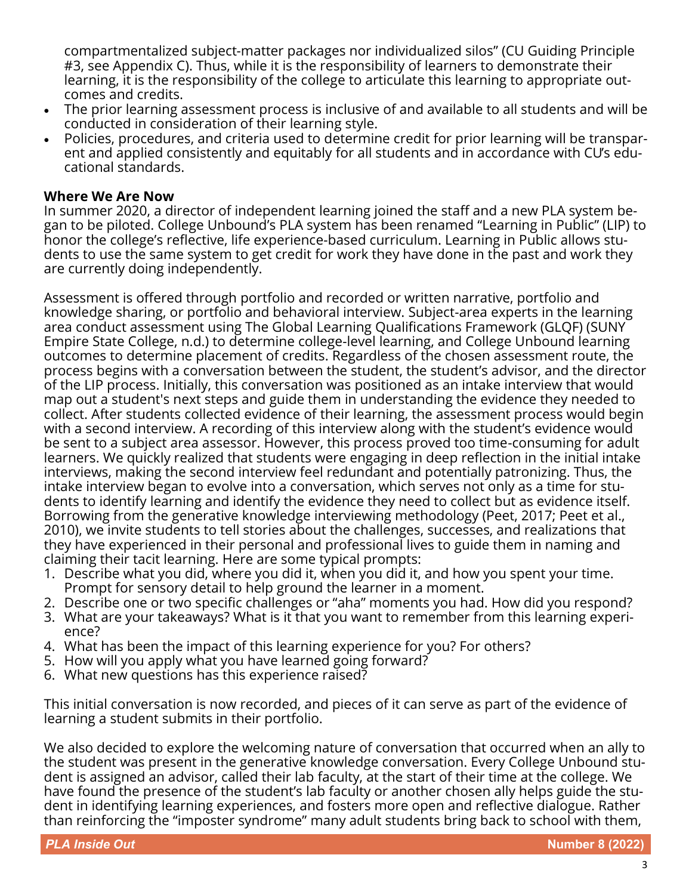compartmentalized subject-matter packages nor individualized silos" (CU Guiding Principle #3, see Appendix C). Thus, while it is the responsibility of learners to demonstrate their learning, it is the responsibility of the college to articulate this learning to appropriate outcomes and credits.

- The prior learning assessment process is inclusive of and available to all students and will be conducted in consideration of their learning style.
- Policies, procedures, and criteria used to determine credit for prior learning will be transparent and applied consistently and equitably for all students and in accordance with CU's educational standards.

**Where We Are Now**

In summer 2020, a director of independent learning joined the staff and a new PLA system began to be piloted. College Unbound's PLA system has been renamed "Learning in Public" (LIP) to honor the college's reflective, life experience-based curriculum. Learning in Public allows students to use the same system to get credit for work they have done in the past and work they are currently doing independently.

Assessment is offered through portfolio and recorded or written narrative, portfolio and knowledge sharing, or portfolio and behavioral interview. Subject-area experts in the learning area conduct assessment using The Global Learning Qualifications Framework (GLQF) (SUNY Empire State College, n.d.) to determine college-level learning, and College Unbound learning outcomes to determine placement of credits. Regardless of the chosen assessment route, the process begins with a conversation between the student, the student's advisor, and the director of the LIP process. Initially, this conversation was positioned as an intake interview that would map out a student's next steps and guide them in understanding the evidence they needed to collect. After students collected evidence of their learning, the assessment process would begin with a second interview. A recording of this interview along with the student's evidence would be sent to a subject area assessor. However, this process proved too time-consuming for adult learners. We quickly realized that students were engaging in deep reflection in the initial intake interviews, making the second interview feel redundant and potentially patronizing. Thus, the intake interview began to evolve into a conversation, which serves not only as a time for students to identify learning and identify the evidence they need to collect but as evidence itself. Borrowing from the generative knowledge interviewing methodology (Peet, 2017; Peet et al., 2010), we invite students to tell stories about the challenges, successes, and realizations that they have experienced in their personal and professional lives to guide them in naming and claiming their tacit learning. Here are some typical prompts:

1. Describe what you did, where you did it, when you did it, and how you spent your time. Prompt for sensory detail to help ground the learner in a moment.
2. Describe one or two specific challenges or "aha" moments you had. How did you respond?
3. What are your takeaways? What is it that you want to remember from this learning experience?
4. What has been the impact of this learning experience for you? For others?
5. How will you apply what you have learned going forward?
6. What new questions has this experience raised?

This initial conversation is now recorded, and pieces of it can serve as part of the evidence of learning a student submits in their portfolio.

We also decided to explore the welcoming nature of conversation that occurred when an ally to the student was present in the generative knowledge conversation. Every College Unbound student is assigned an advisor, called their lab faculty, at the start of their time at the college. We have found the presence of the student's lab faculty or another chosen ally helps guide the student in identifying learning experiences, and fosters more open and reflective dialogue. Rather than reinforcing the "imposter syndrome" many adult students bring back to school with them,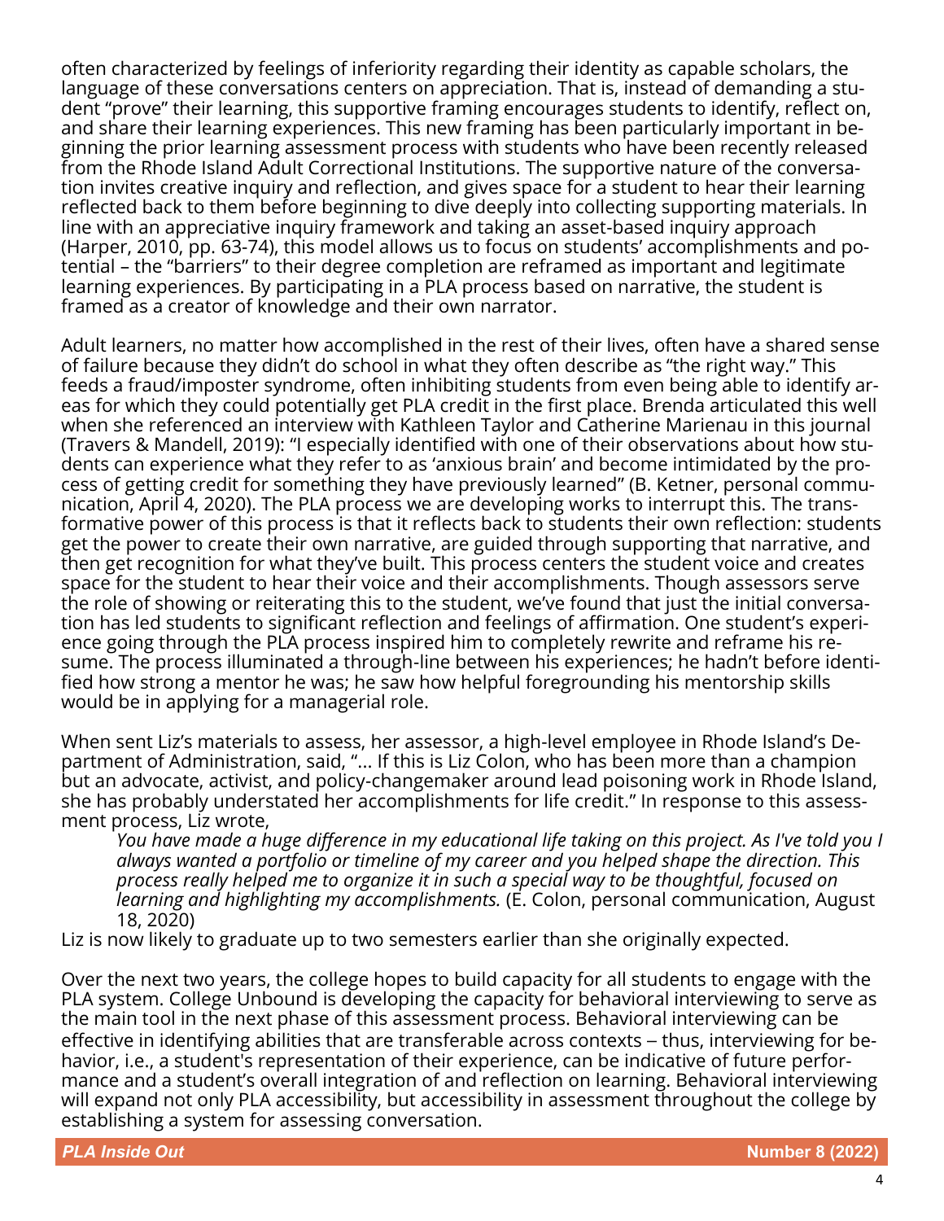often characterized by feelings of inferiority regarding their identity as capable scholars, the language of these conversations centers on appreciation. That is, instead of demanding a student "prove" their learning, this supportive framing encourages students to identify, reflect on, and share their learning experiences. This new framing has been particularly important in beginning the prior learning assessment process with students who have been recently released from the Rhode Island Adult Correctional Institutions. The supportive nature of the conversation invites creative inquiry and reflection, and gives space for a student to hear their learning reflected back to them before beginning to dive deeply into collecting supporting materials. In line with an appreciative inquiry framework and taking an asset-based inquiry approach (Harper, 2010, pp. 63-74), this model allows us to focus on students' accomplishments and potential – the "barriers" to their degree completion are reframed as important and legitimate learning experiences. By participating in a PLA process based on narrative, the student is framed as a creator of knowledge and their own narrator.

Adult learners, no matter how accomplished in the rest of their lives, often have a shared sense of failure because they didn't do school in what they often describe as "the right way." This feeds a fraud/imposter syndrome, often inhibiting students from even being able to identify areas for which they could potentially get PLA credit in the first place. Brenda articulated this well when she referenced an interview with Kathleen Taylor and Catherine Marienau in this journal (Travers & Mandell, 2019): "I especially identified with one of their observations about how students can experience what they refer to as 'anxious brain' and become intimidated by the process of getting credit for something they have previously learned" (B. Ketner, personal communication, April 4, 2020). The PLA process we are developing works to interrupt this. The transformative power of this process is that it reflects back to students their own reflection: students get the power to create their own narrative, are guided through supporting that narrative, and then get recognition for what they've built. This process centers the student voice and creates space for the student to hear their voice and their accomplishments. Though assessors serve the role of showing or reiterating this to the student, we've found that just the initial conversation has led students to significant reflection and feelings of affirmation. One student's experience going through the PLA process inspired him to completely rewrite and reframe his resume. The process illuminated a through-line between his experiences; he hadn't before identified how strong a mentor he was; he saw how helpful foregrounding his mentorship skills would be in applying for a managerial role.

When sent Liz's materials to assess, her assessor, a high-level employee in Rhode Island's Department of Administration, said, "... If this is Liz Colon, who has been more than a champion but an advocate, activist, and policy-changemaker around lead poisoning work in Rhode Island, she has probably understated her accomplishments for life credit." In response to this assessment process, Liz wrote,

> *You have made a huge difference in my educational life taking on this project. As I've told you I always wanted a portfolio or timeline of my career and you helped shape the direction. This process really helped me to organize it in such a special way to be thoughtful, focused on learning and highlighting my accomplishments.* (E. Colon, personal communication, August 18, 2020)

Liz is now likely to graduate up to two semesters earlier than she originally expected.

Over the next two years, the college hopes to build capacity for all students to engage with the PLA system. College Unbound is developing the capacity for behavioral interviewing to serve as the main tool in the next phase of this assessment process. Behavioral interviewing can be effective in identifying abilities that are transferable across contexts – thus, interviewing for behavior, i.e., a student's representation of their experience, can be indicative of future performance and a student's overall integration of and reflection on learning. Behavioral interviewing will expand not only PLA accessibility, but accessibility in assessment throughout the college by establishing a system for assessing conversation.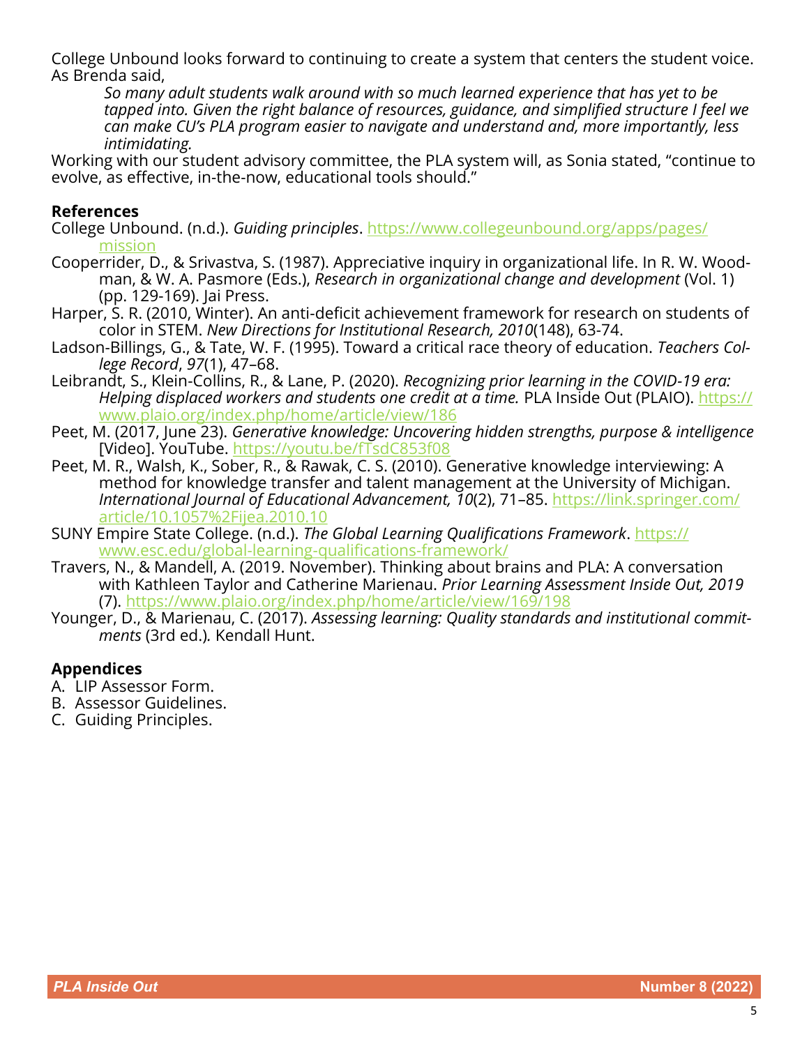College Unbound looks forward to continuing to create a system that centers the student voice. As Brenda said,

> *So many adult students walk around with so much learned experience that has yet to be tapped into. Given the right balance of resources, guidance, and simplified structure I feel we can make CU's PLA program easier to navigate and understand and, more importantly, less intimidating.*

Working with our student advisory committee, the PLA system will, as Sonia stated, "continue to evolve, as effective, in-the-now, educational tools should."

## References

College Unbound. (n.d.). *Guiding principles*. https://www.collegeunbound.org/apps/pages/mission

Cooperrider, D., & Srivastva, S. (1987). Appreciative inquiry in organizational life. In R. W. Woodman, & W. A. Pasmore (Eds.), *Research in organizational change and development* (Vol. 1) (pp. 129-169). Jai Press.

Harper, S. R. (2010, Winter). An anti-deficit achievement framework for research on students of color in STEM. *New Directions for Institutional Research, 2010*(148), 63-74.

Ladson-Billings, G., & Tate, W. F. (1995). Toward a critical race theory of education. *Teachers College Record*, *97*(1), 47–68.

Leibrandt, S., Klein-Collins, R., & Lane, P. (2020). *Recognizing prior learning in the COVID-19 era: Helping displaced workers and students one credit at a time.* PLA Inside Out (PLAIO). https://www.plaio.org/index.php/home/article/view/186

Peet, M. (2017, June 23). *Generative knowledge: Uncovering hidden strengths, purpose & intelligence* [Video]. YouTube. https://youtu.be/fTsdC853f08

Peet, M. R., Walsh, K., Sober, R., & Rawak, C. S. (2010). Generative knowledge interviewing: A method for knowledge transfer and talent management at the University of Michigan. *International Journal of Educational Advancement, 10*(2), 71–85. https://link.springer.com/article/10.1057%2Fijea.2010.10

SUNY Empire State College. (n.d.). *The Global Learning Qualifications Framework*. https://www.esc.edu/global-learning-qualifications-framework/

Travers, N., & Mandell, A. (2019. November). Thinking about brains and PLA: A conversation with Kathleen Taylor and Catherine Marienau. *Prior Learning Assessment Inside Out, 2019* (7). https://www.plaio.org/index.php/home/article/view/169/198

Younger, D., & Marienau, C. (2017). *Assessing learning: Quality standards and institutional commitments* (3rd ed.)*.* Kendall Hunt.

## Appendices

A. LIP Assessor Form.
B. Assessor Guidelines.
C. Guiding Principles.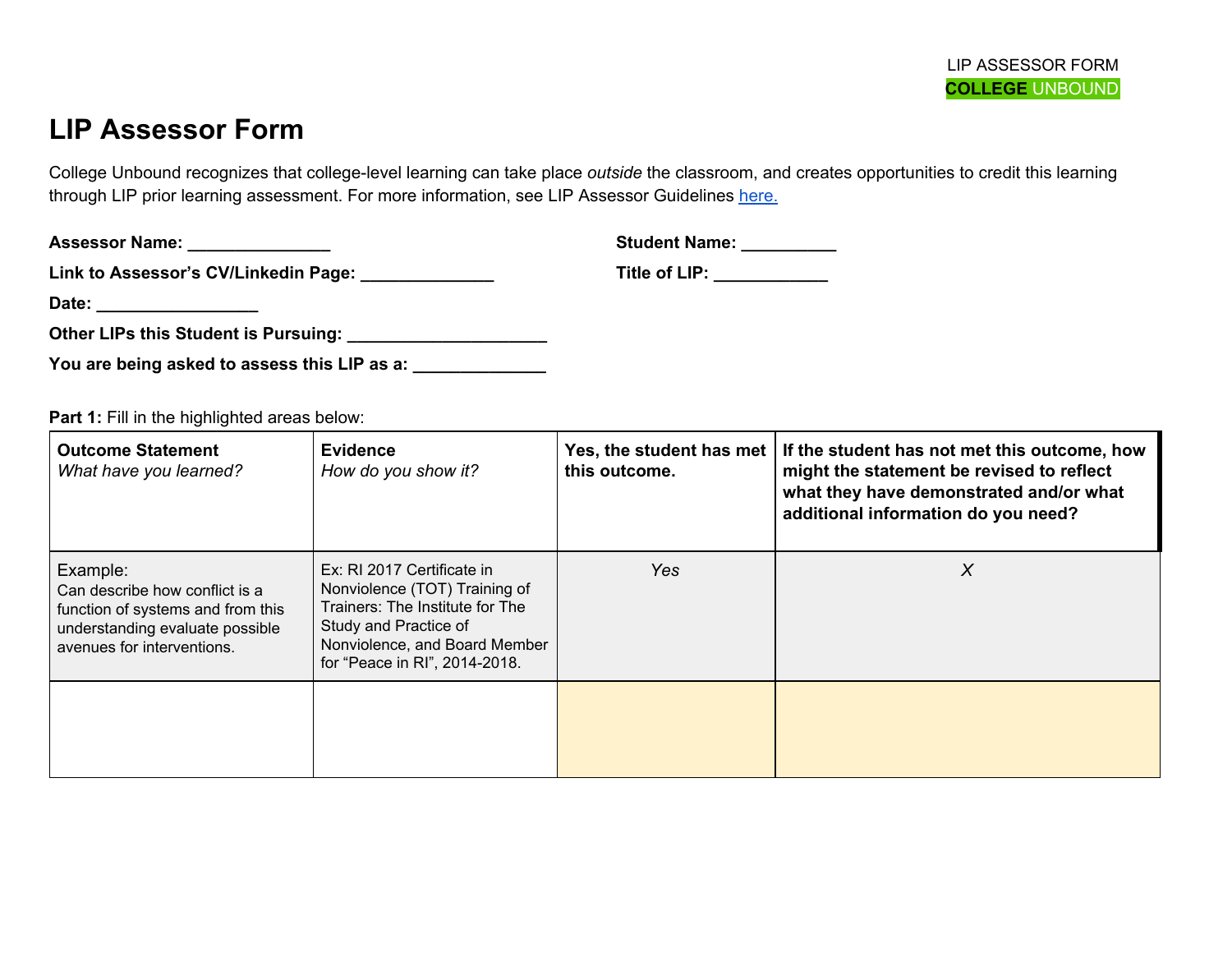# LIP Assessor Form

College Unbound recognizes that college-level learning can take place *outside* the classroom, and creates opportunities to credit this learning through LIP prior learning assessment. For more information, see LIP Assessor Guidelines [here.](#)

**Assessor Name:** _______________

**Link to Assessor's CV/Linkedin Page:** ______________

**Date:** _________________

**Other LIPs this Student is Pursuing:** _____________________

**You are being asked to assess this LIP as a:** ______________

**Student Name:** __________

**Title of LIP:** ____________

**Part 1:** Fill in the highlighted areas below:

| **Outcome Statement** *What have you learned?* | **Evidence** *How do you show it?* | **Yes, the student has met this outcome.** | **If the student has not met this outcome, how might the statement be revised to reflect what they have demonstrated and/or what additional information do you need?** |
|---|---|---|---|
| Example: Can describe how conflict is a function of systems and from this understanding evaluate possible avenues for interventions. | Ex: RI 2017 Certificate in Nonviolence (TOT) Training of Trainers: The Institute for The Study and Practice of Nonviolence, and Board Member for "Peace in RI", 2014-2018. | *Yes* | *X* |
| | | | |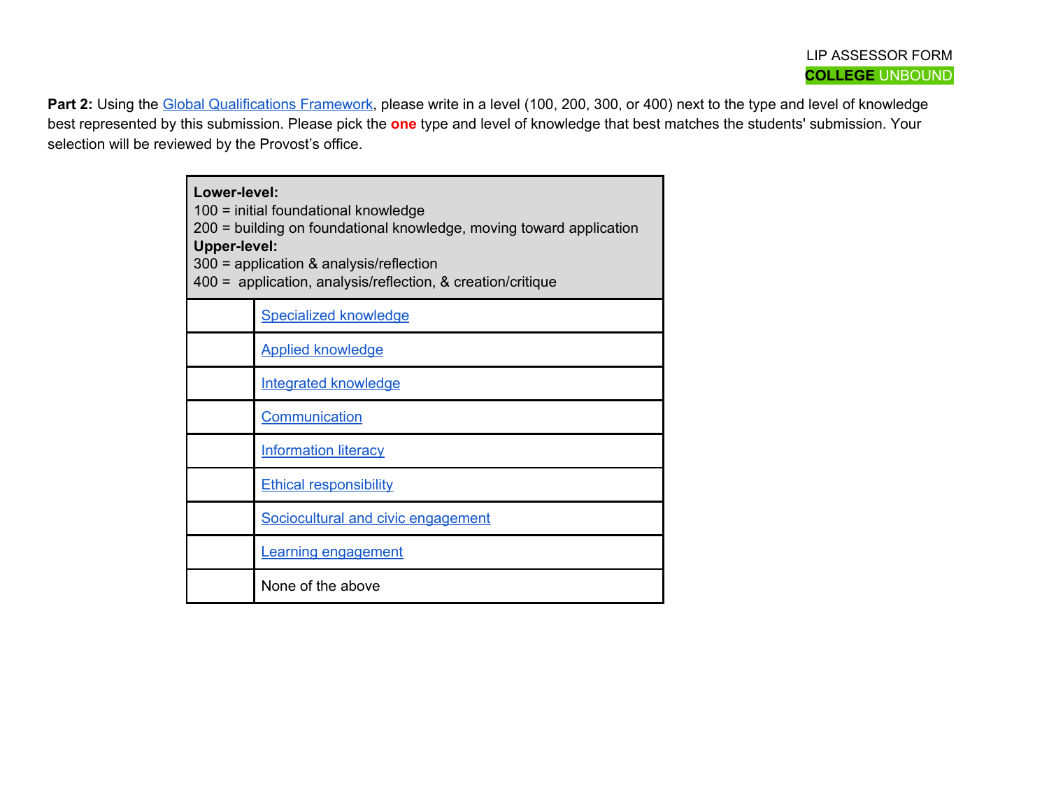LIP ASSESSOR FORM
COLLEGE UNBOUND

**Part 2:** Using the Global Qualifications Framework, please write in a level (100, 200, 300, or 400) next to the type and level of knowledge best represented by this submission. Please pick the **one** type and level of knowledge that best matches the students' submission. Your selection will be reviewed by the Provost's office.

| **Lower-level:**<br>100 = initial foundational knowledge<br>200 = building on foundational knowledge, moving toward application<br>**Upper-level:**<br>300 = application & analysis/reflection<br>400 = application, analysis/reflection, & creation/critique | |
|---|---|
| | Specialized knowledge |
| | Applied knowledge |
| | Integrated knowledge |
| | Communication |
| | Information literacy |
| | Ethical responsibility |
| | Sociocultural and civic engagement |
| | Learning engagement |
| | None of the above |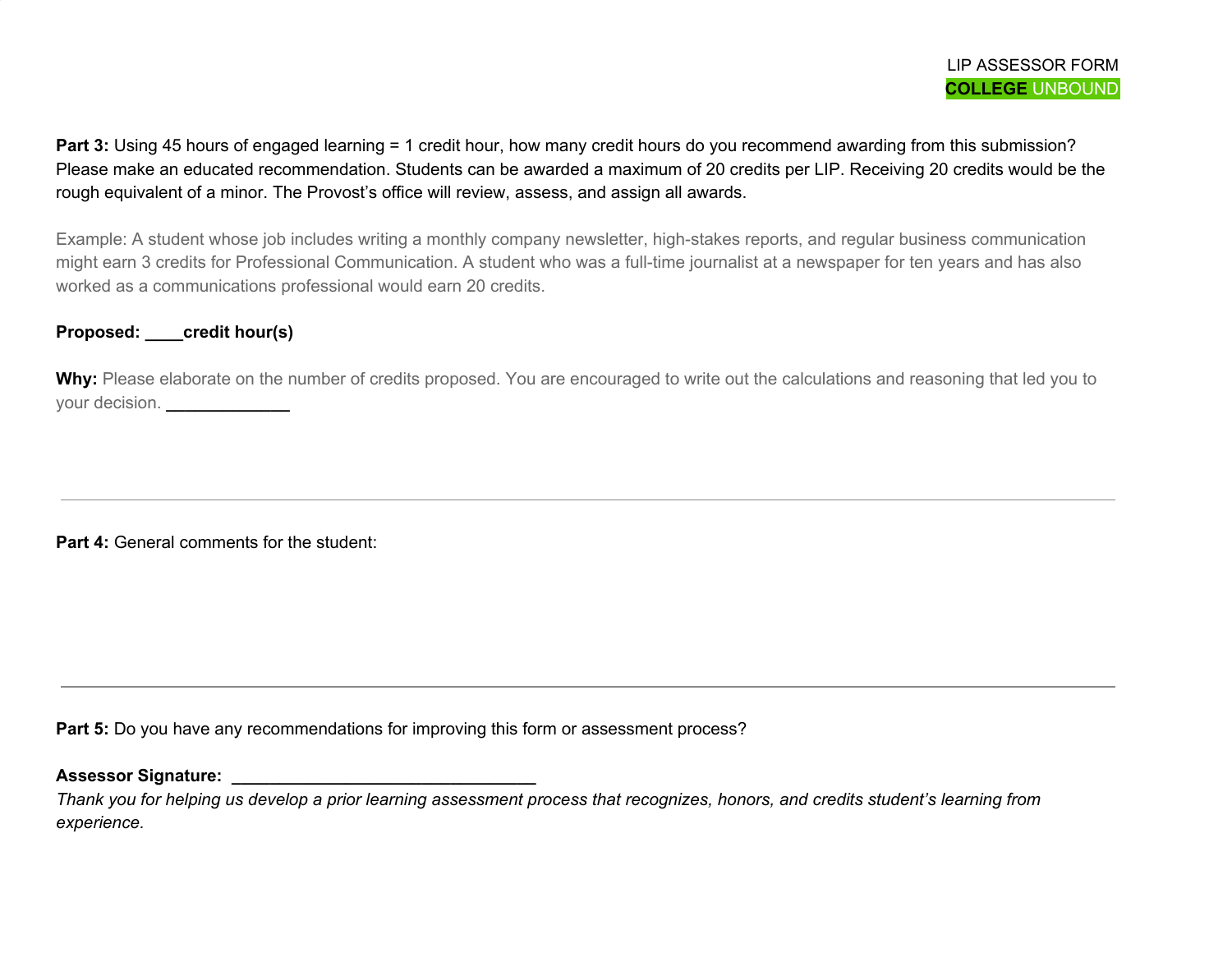**Part 3:** Using 45 hours of engaged learning = 1 credit hour, how many credit hours do you recommend awarding from this submission? Please make an educated recommendation. Students can be awarded a maximum of 20 credits per LIP. Receiving 20 credits would be the rough equivalent of a minor. The Provost's office will review, assess, and assign all awards.

Example: A student whose job includes writing a monthly company newsletter, high-stakes reports, and regular business communication might earn 3 credits for Professional Communication. A student who was a full-time journalist at a newspaper for ten years and has also worked as a communications professional would earn 20 credits.

**Proposed: ____credit hour(s)**

**Why:** Please elaborate on the number of credits proposed. You are encouraged to write out the calculations and reasoning that led you to your decision. **_____________**

---

**Part 4:** General comments for the student:

---

**Part 5:** Do you have any recommendations for improving this form or assessment process?

**Assessor Signature: ________________________________**

*Thank you for helping us develop a prior learning assessment process that recognizes, honors, and credits student's learning from experience.*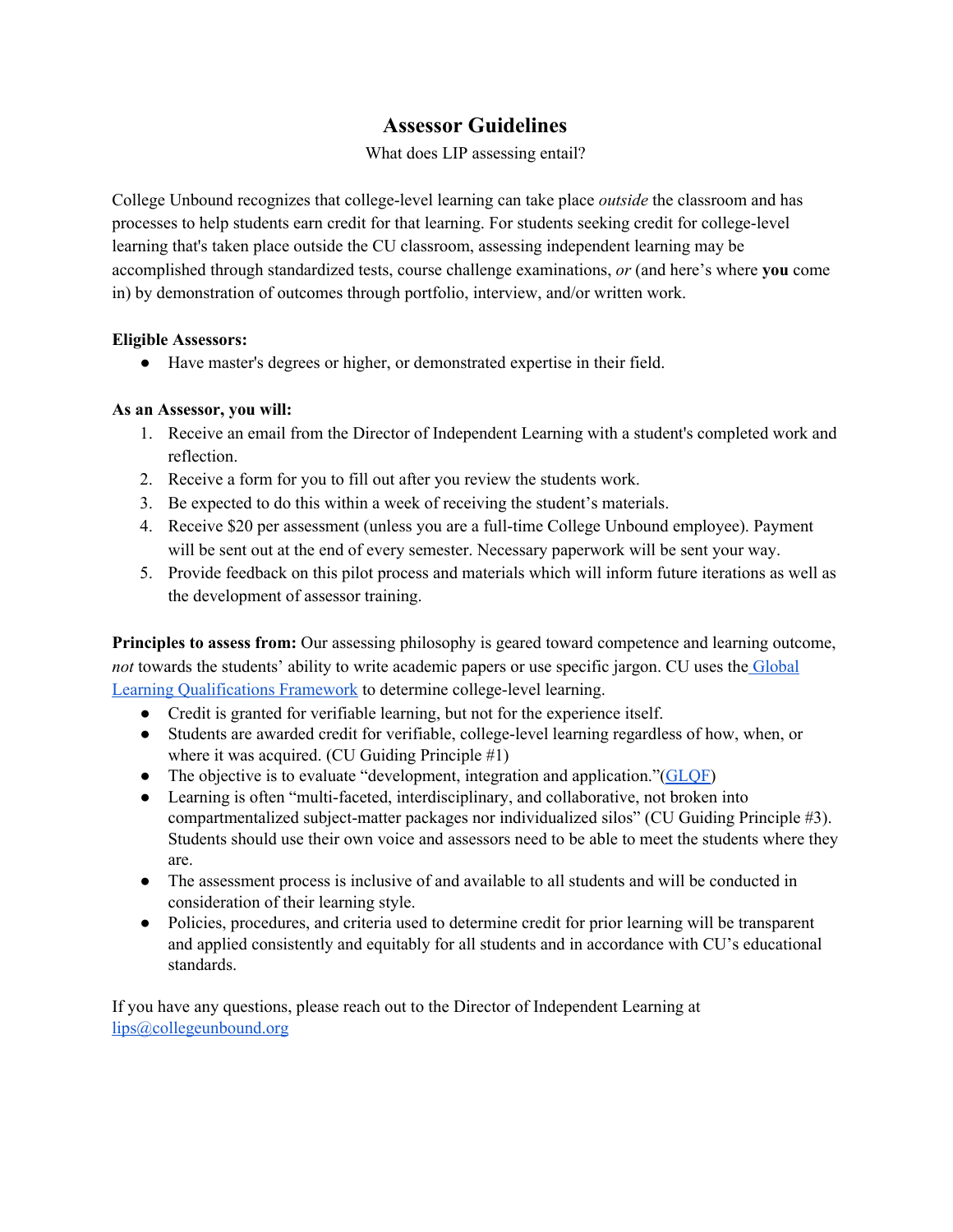# Assessor Guidelines

What does LIP assessing entail?

College Unbound recognizes that college-level learning can take place *outside* the classroom and has processes to help students earn credit for that learning. For students seeking credit for college-level learning that's taken place outside the CU classroom, assessing independent learning may be accomplished through standardized tests, course challenge examinations, *or* (and here's where **you** come in) by demonstration of outcomes through portfolio, interview, and/or written work.

**Eligible Assessors:**

- Have master's degrees or higher, or demonstrated expertise in their field.

**As an Assessor, you will:**

1. Receive an email from the Director of Independent Learning with a student's completed work and reflection.
2. Receive a form for you to fill out after you review the students work.
3. Be expected to do this within a week of receiving the student's materials.
4. Receive $20 per assessment (unless you are a full-time College Unbound employee). Payment will be sent out at the end of every semester. Necessary paperwork will be sent your way.
5. Provide feedback on this pilot process and materials which will inform future iterations as well as the development of assessor training.

**Principles to assess from:** Our assessing philosophy is geared toward competence and learning outcome, *not* towards the students' ability to write academic papers or use specific jargon. CU uses the [Global Learning Qualifications Framework]() to determine college-level learning.

- Credit is granted for verifiable learning, but not for the experience itself.
- Students are awarded credit for verifiable, college-level learning regardless of how, when, or where it was acquired. (CU Guiding Principle #1)
- The objective is to evaluate "development, integration and application."([GLQF]())
- Learning is often "multi-faceted, interdisciplinary, and collaborative, not broken into compartmentalized subject-matter packages nor individualized silos" (CU Guiding Principle #3). Students should use their own voice and assessors need to be able to meet the students where they are.
- The assessment process is inclusive of and available to all students and will be conducted in consideration of their learning style.
- Policies, procedures, and criteria used to determine credit for prior learning will be transparent and applied consistently and equitably for all students and in accordance with CU's educational standards.

If you have any questions, please reach out to the Director of Independent Learning at [lips@collegeunbound.org](mailto:lips@collegeunbound.org)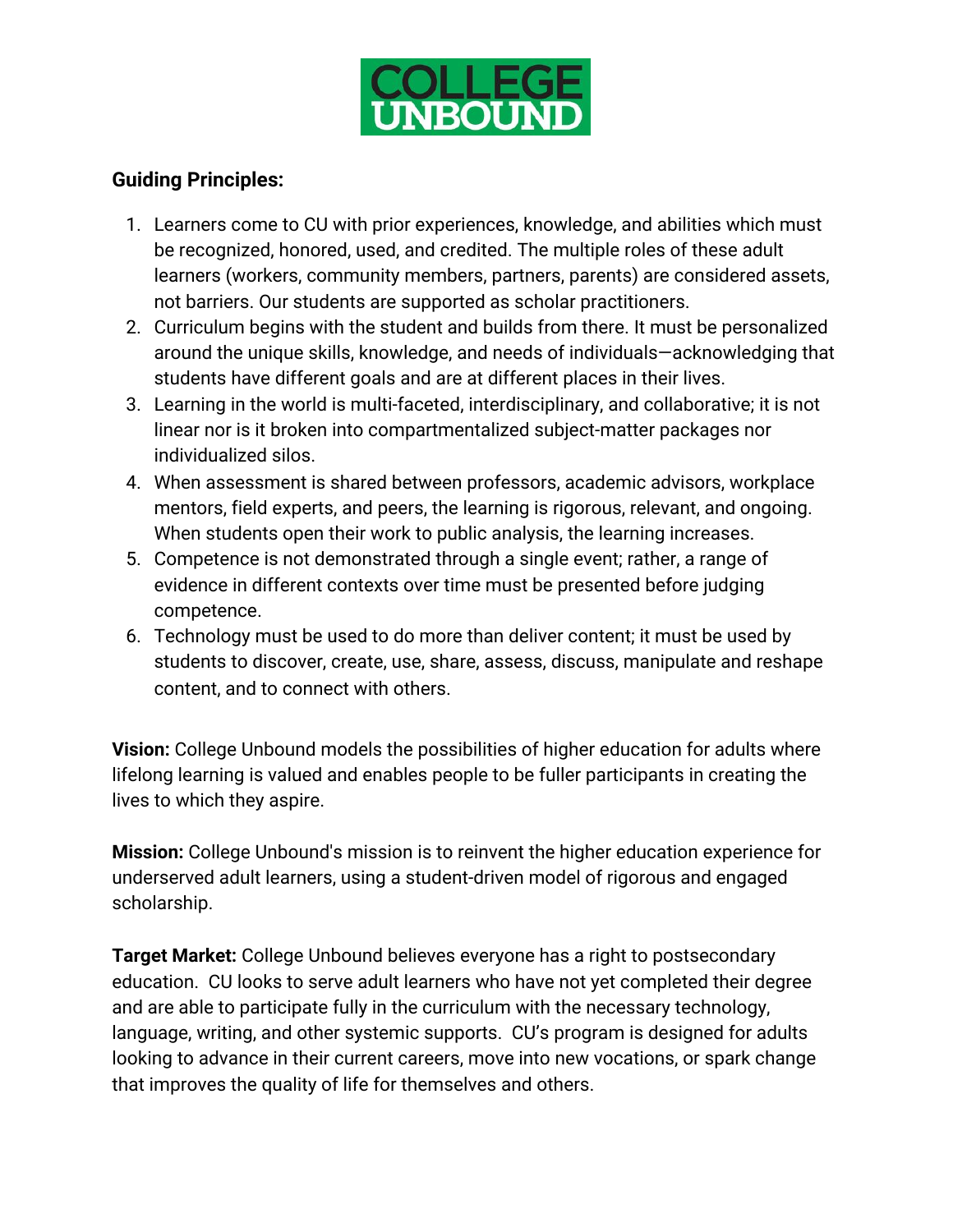COLLEGE UNBOUND

**Guiding Principles:**

1. Learners come to CU with prior experiences, knowledge, and abilities which must be recognized, honored, used, and credited. The multiple roles of these adult learners (workers, community members, partners, parents) are considered assets, not barriers. Our students are supported as scholar practitioners.
2. Curriculum begins with the student and builds from there. It must be personalized around the unique skills, knowledge, and needs of individuals—acknowledging that students have different goals and are at different places in their lives.
3. Learning in the world is multi-faceted, interdisciplinary, and collaborative; it is not linear nor is it broken into compartmentalized subject-matter packages nor individualized silos.
4. When assessment is shared between professors, academic advisors, workplace mentors, field experts, and peers, the learning is rigorous, relevant, and ongoing. When students open their work to public analysis, the learning increases.
5. Competence is not demonstrated through a single event; rather, a range of evidence in different contexts over time must be presented before judging competence.
6. Technology must be used to do more than deliver content; it must be used by students to discover, create, use, share, assess, discuss, manipulate and reshape content, and to connect with others.

**Vision:** College Unbound models the possibilities of higher education for adults where lifelong learning is valued and enables people to be fuller participants in creating the lives to which they aspire.

**Mission:** College Unbound's mission is to reinvent the higher education experience for underserved adult learners, using a student-driven model of rigorous and engaged scholarship.

**Target Market:** College Unbound believes everyone has a right to postsecondary education. CU looks to serve adult learners who have not yet completed their degree and are able to participate fully in the curriculum with the necessary technology, language, writing, and other systemic supports. CU's program is designed for adults looking to advance in their current careers, move into new vocations, or spark change that improves the quality of life for themselves and others.